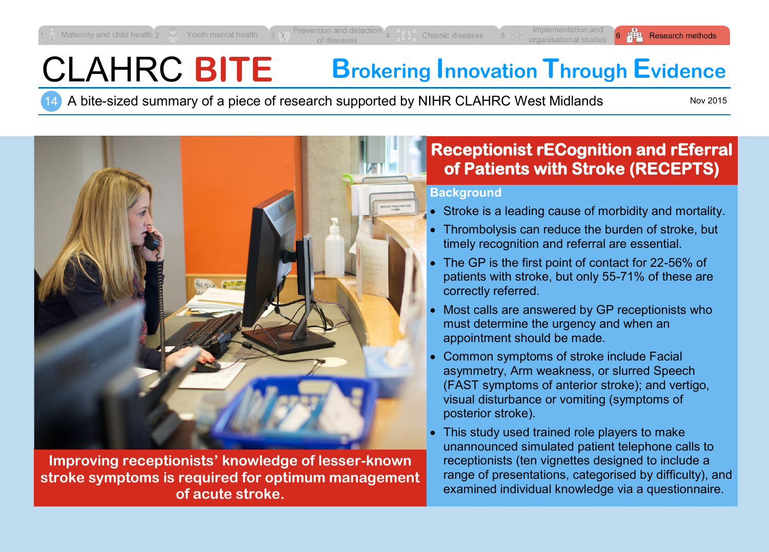1 Maternity and child health | 2 Youth mental health | 3 Prevention and detection of diseases | 4 Chronic diseases | 5 Implementation and organisational studies | 6 Research methods

# CLAHRC BITE

## Brokering Innovation Through Evidence

14 A bite-sized summary of a piece of research supported by NIHR CLAHRC West Midlands

Nov 2015

**Improving receptionists' knowledge of lesser-known stroke symptoms is required for optimum management of acute stroke.**

## Receptionist rECognition and rEferral of Patients with Stroke (RECEPTS)

### Background

- Stroke is a leading cause of morbidity and mortality.
- Thrombolysis can reduce the burden of stroke, but timely recognition and referral are essential.
- The GP is the first point of contact for 22-56% of patients with stroke, but only 55-71% of these are correctly referred.
- Most calls are answered by GP receptionists who must determine the urgency and when an appointment should be made.
- Common symptoms of stroke include Facial asymmetry, Arm weakness, or slurred Speech (FAST symptoms of anterior stroke); and vertigo, visual disturbance or vomiting (symptoms of posterior stroke).
- This study used trained role players to make unannounced simulated patient telephone calls to receptionists (ten vignettes designed to include a range of presentations, categorised by difficulty), and examined individual knowledge via a questionnaire.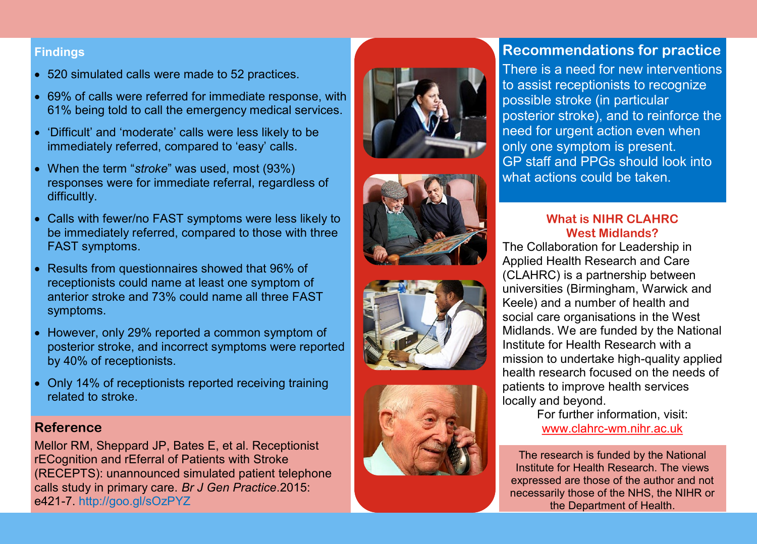## Findings

- 520 simulated calls were made to 52 practices.
- 69% of calls were referred for immediate response, with 61% being told to call the emergency medical services.
- 'Difficult' and 'moderate' calls were less likely to be immediately referred, compared to 'easy' calls.
- When the term "*stroke*" was used, most (93%) responses were for immediate referral, regardless of difficultly.
- Calls with fewer/no FAST symptoms were less likely to be immediately referred, compared to those with three FAST symptoms.
- Results from questionnaires showed that 96% of receptionists could name at least one symptom of anterior stroke and 73% could name all three FAST symptoms.
- However, only 29% reported a common symptom of posterior stroke, and incorrect symptoms were reported by 40% of receptionists.
- Only 14% of receptionists reported receiving training related to stroke.

## Reference

Mellor RM, Sheppard JP, Bates E, et al. Receptionist rECognition and rEferral of Patients with Stroke (RECEPTS): unannounced simulated patient telephone calls study in primary care. *Br J Gen Practice*.2015: e421-7. http://goo.gl/sOzPYZ

## Recommendations for practice

There is a need for new interventions to assist receptionists to recognize possible stroke (in particular posterior stroke), and to reinforce the need for urgent action even when only one symptom is present. GP staff and PPGs should look into what actions could be taken.

### What is NIHR CLAHRC West Midlands?

The Collaboration for Leadership in Applied Health Research and Care (CLAHRC) is a partnership between universities (Birmingham, Warwick and Keele) and a number of health and social care organisations in the West Midlands. We are funded by the National Institute for Health Research with a mission to undertake high-quality applied health research focused on the needs of patients to improve health services locally and beyond.

For further information, visit: www.clahrc-wm.nihr.ac.uk

The research is funded by the National Institute for Health Research. The views expressed are those of the author and not necessarily those of the NHS, the NIHR or the Department of Health.